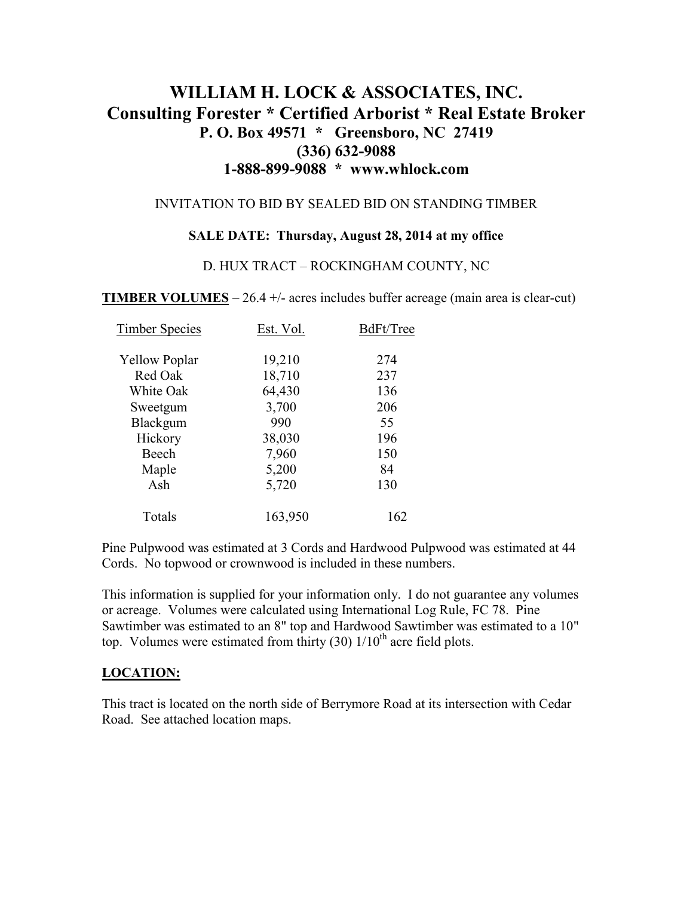# WILLIAM H. LOCK & ASSOCIATES, INC.
## Consulting Forester * Certified Arborist * Real Estate Broker
### P. O. Box 49571 * Greensboro, NC 27419
### (336) 632-9088
### 1-888-899-9088 * www.whlock.com

INVITATION TO BID BY SEALED BID ON STANDING TIMBER

**SALE DATE: Thursday, August 28, 2014 at my office**

D. HUX TRACT – ROCKINGHAM COUNTY, NC

**TIMBER VOLUMES** – 26.4 +/- acres includes buffer acreage (main area is clear-cut)

| Timber Species | Est. Vol. | BdFt/Tree |
|---|---|---|
| Yellow Poplar | 19,210 | 274 |
| Red Oak | 18,710 | 237 |
| White Oak | 64,430 | 136 |
| Sweetgum | 3,700 | 206 |
| Blackgum | 990 | 55 |
| Hickory | 38,030 | 196 |
| Beech | 7,960 | 150 |
| Maple | 5,200 | 84 |
| Ash | 5,720 | 130 |
| Totals | 163,950 | 162 |

Pine Pulpwood was estimated at 3 Cords and Hardwood Pulpwood was estimated at 44 Cords. No topwood or crownwood is included in these numbers.

This information is supplied for your information only. I do not guarantee any volumes or acreage. Volumes were calculated using International Log Rule, FC 78. Pine Sawtimber was estimated to an 8" top and Hardwood Sawtimber was estimated to a 10" top. Volumes were estimated from thirty (30) 1/10th acre field plots.

**LOCATION:**

This tract is located on the north side of Berrymore Road at its intersection with Cedar Road. See attached location maps.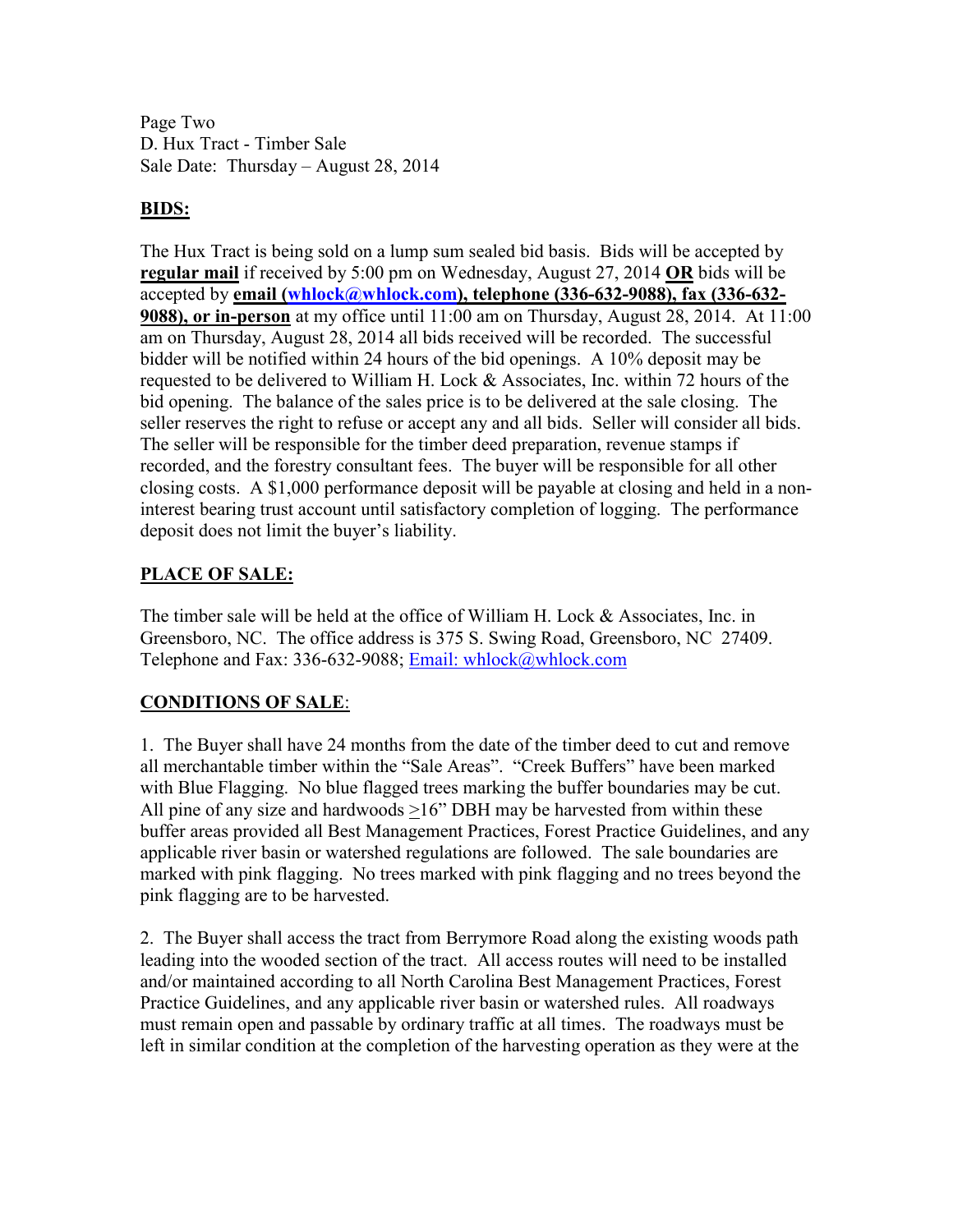Page Two
D. Hux Tract - Timber Sale
Sale Date: Thursday – August 28, 2014

## BIDS:

The Hux Tract is being sold on a lump sum sealed bid basis. Bids will be accepted by **regular mail** if received by 5:00 pm on Wednesday, August 27, 2014 **OR** bids will be accepted by **email (whlock@whlock.com), telephone (336-632-9088), fax (336-632-9088), or in-person** at my office until 11:00 am on Thursday, August 28, 2014. At 11:00 am on Thursday, August 28, 2014 all bids received will be recorded. The successful bidder will be notified within 24 hours of the bid openings. A 10% deposit may be requested to be delivered to William H. Lock & Associates, Inc. within 72 hours of the bid opening. The balance of the sales price is to be delivered at the sale closing. The seller reserves the right to refuse or accept any and all bids. Seller will consider all bids. The seller will be responsible for the timber deed preparation, revenue stamps if recorded, and the forestry consultant fees. The buyer will be responsible for all other closing costs. A $1,000 performance deposit will be payable at closing and held in a non-interest bearing trust account until satisfactory completion of logging. The performance deposit does not limit the buyer's liability.

## PLACE OF SALE:

The timber sale will be held at the office of William H. Lock & Associates, Inc. in Greensboro, NC. The office address is 375 S. Swing Road, Greensboro, NC 27409. Telephone and Fax: 336-632-9088; Email: whlock@whlock.com

## CONDITIONS OF SALE:

1. The Buyer shall have 24 months from the date of the timber deed to cut and remove all merchantable timber within the "Sale Areas". "Creek Buffers" have been marked with Blue Flagging. No blue flagged trees marking the buffer boundaries may be cut. All pine of any size and hardwoods ≥16" DBH may be harvested from within these buffer areas provided all Best Management Practices, Forest Practice Guidelines, and any applicable river basin or watershed regulations are followed. The sale boundaries are marked with pink flagging. No trees marked with pink flagging and no trees beyond the pink flagging are to be harvested.

2. The Buyer shall access the tract from Berrymore Road along the existing woods path leading into the wooded section of the tract. All access routes will need to be installed and/or maintained according to all North Carolina Best Management Practices, Forest Practice Guidelines, and any applicable river basin or watershed rules. All roadways must remain open and passable by ordinary traffic at all times. The roadways must be left in similar condition at the completion of the harvesting operation as they were at the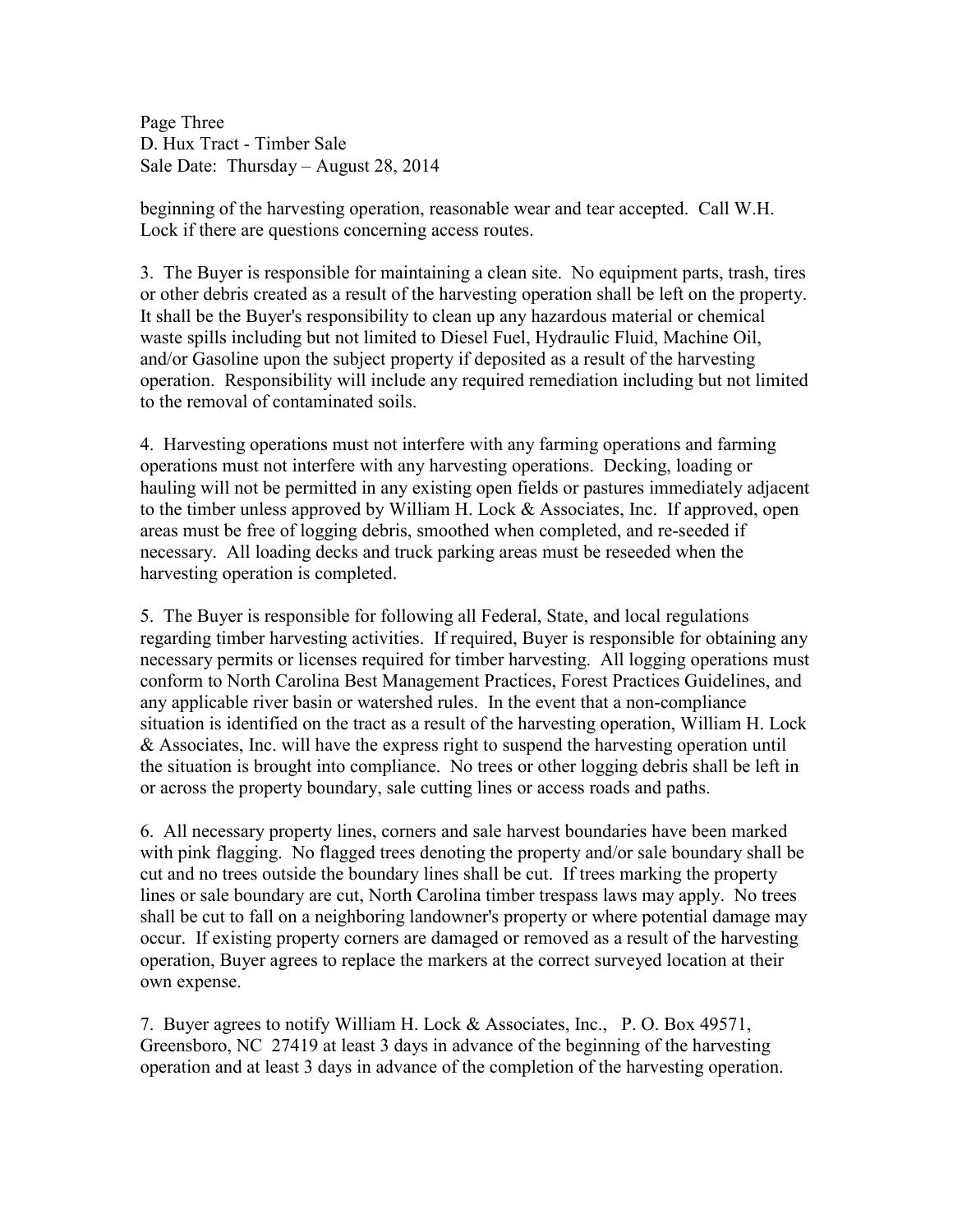beginning of the harvesting operation, reasonable wear and tear accepted. Call W.H. Lock if there are questions concerning access routes.

3. The Buyer is responsible for maintaining a clean site. No equipment parts, trash, tires or other debris created as a result of the harvesting operation shall be left on the property. It shall be the Buyer's responsibility to clean up any hazardous material or chemical waste spills including but not limited to Diesel Fuel, Hydraulic Fluid, Machine Oil, and/or Gasoline upon the subject property if deposited as a result of the harvesting operation. Responsibility will include any required remediation including but not limited to the removal of contaminated soils.

4. Harvesting operations must not interfere with any farming operations and farming operations must not interfere with any harvesting operations. Decking, loading or hauling will not be permitted in any existing open fields or pastures immediately adjacent to the timber unless approved by William H. Lock & Associates, Inc. If approved, open areas must be free of logging debris, smoothed when completed, and re-seeded if necessary. All loading decks and truck parking areas must be reseeded when the harvesting operation is completed.

5. The Buyer is responsible for following all Federal, State, and local regulations regarding timber harvesting activities. If required, Buyer is responsible for obtaining any necessary permits or licenses required for timber harvesting. All logging operations must conform to North Carolina Best Management Practices, Forest Practices Guidelines, and any applicable river basin or watershed rules. In the event that a non-compliance situation is identified on the tract as a result of the harvesting operation, William H. Lock & Associates, Inc. will have the express right to suspend the harvesting operation until the situation is brought into compliance. No trees or other logging debris shall be left in or across the property boundary, sale cutting lines or access roads and paths.

6. All necessary property lines, corners and sale harvest boundaries have been marked with pink flagging. No flagged trees denoting the property and/or sale boundary shall be cut and no trees outside the boundary lines shall be cut. If trees marking the property lines or sale boundary are cut, North Carolina timber trespass laws may apply. No trees shall be cut to fall on a neighboring landowner's property or where potential damage may occur. If existing property corners are damaged or removed as a result of the harvesting operation, Buyer agrees to replace the markers at the correct surveyed location at their own expense.

7. Buyer agrees to notify William H. Lock & Associates, Inc., P. O. Box 49571, Greensboro, NC 27419 at least 3 days in advance of the beginning of the harvesting operation and at least 3 days in advance of the completion of the harvesting operation.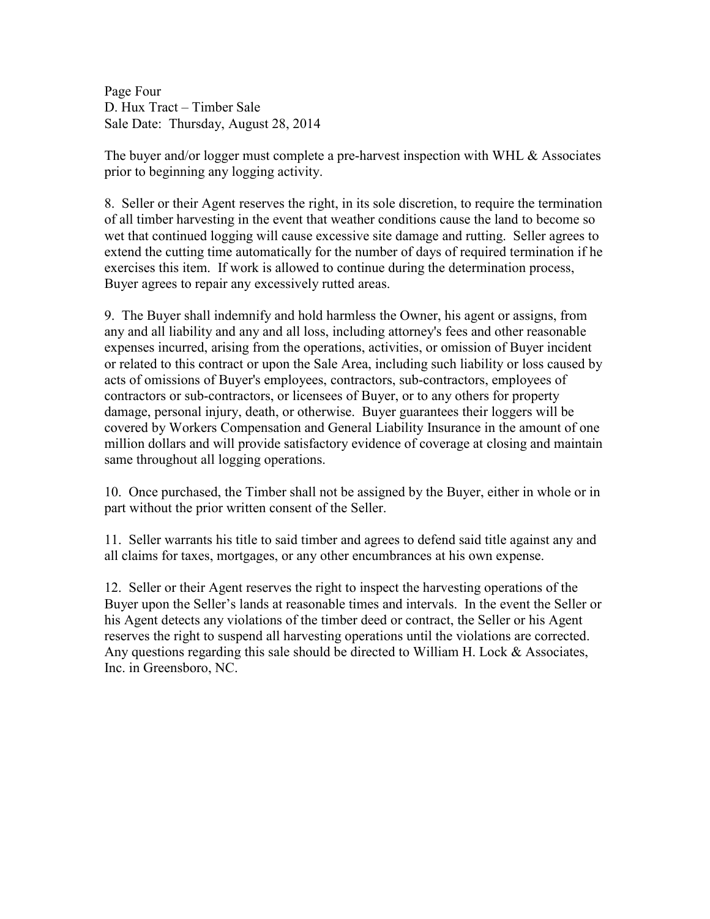The buyer and/or logger must complete a pre-harvest inspection with WHL & Associates prior to beginning any logging activity.

8. Seller or their Agent reserves the right, in its sole discretion, to require the termination of all timber harvesting in the event that weather conditions cause the land to become so wet that continued logging will cause excessive site damage and rutting. Seller agrees to extend the cutting time automatically for the number of days of required termination if he exercises this item. If work is allowed to continue during the determination process, Buyer agrees to repair any excessively rutted areas.

9. The Buyer shall indemnify and hold harmless the Owner, his agent or assigns, from any and all liability and any and all loss, including attorney's fees and other reasonable expenses incurred, arising from the operations, activities, or omission of Buyer incident or related to this contract or upon the Sale Area, including such liability or loss caused by acts of omissions of Buyer's employees, contractors, sub-contractors, employees of contractors or sub-contractors, or licensees of Buyer, or to any others for property damage, personal injury, death, or otherwise. Buyer guarantees their loggers will be covered by Workers Compensation and General Liability Insurance in the amount of one million dollars and will provide satisfactory evidence of coverage at closing and maintain same throughout all logging operations.

10. Once purchased, the Timber shall not be assigned by the Buyer, either in whole or in part without the prior written consent of the Seller.

11. Seller warrants his title to said timber and agrees to defend said title against any and all claims for taxes, mortgages, or any other encumbrances at his own expense.

12. Seller or their Agent reserves the right to inspect the harvesting operations of the Buyer upon the Seller's lands at reasonable times and intervals. In the event the Seller or his Agent detects any violations of the timber deed or contract, the Seller or his Agent reserves the right to suspend all harvesting operations until the violations are corrected. Any questions regarding this sale should be directed to William H. Lock & Associates, Inc. in Greensboro, NC.